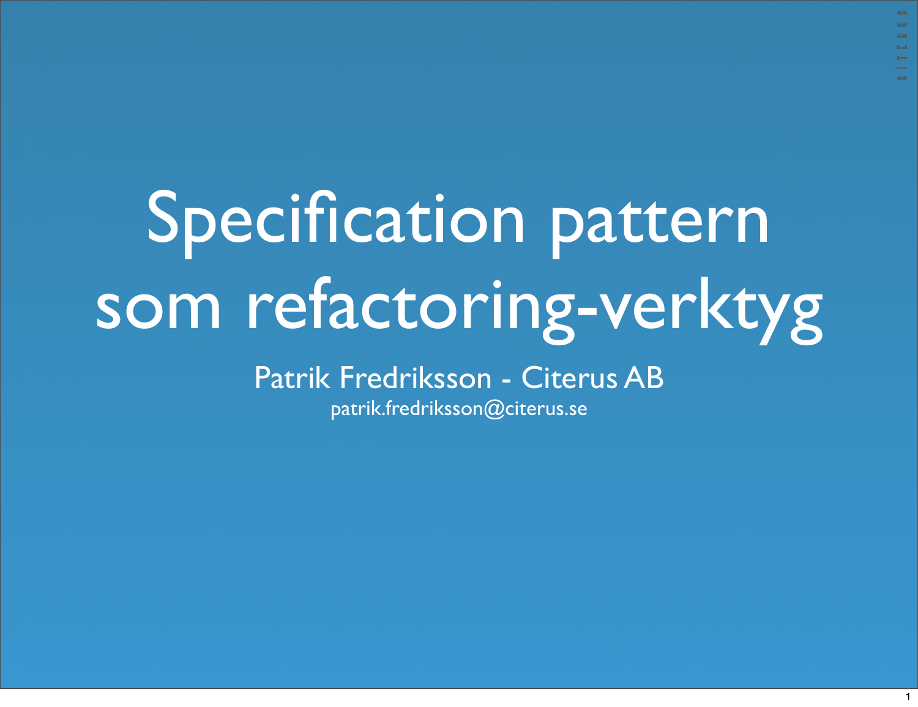# Specification pattern som refactoring-verktyg

Patrik Fredriksson - Citerus AB

patrik.fredriksson@citerus.se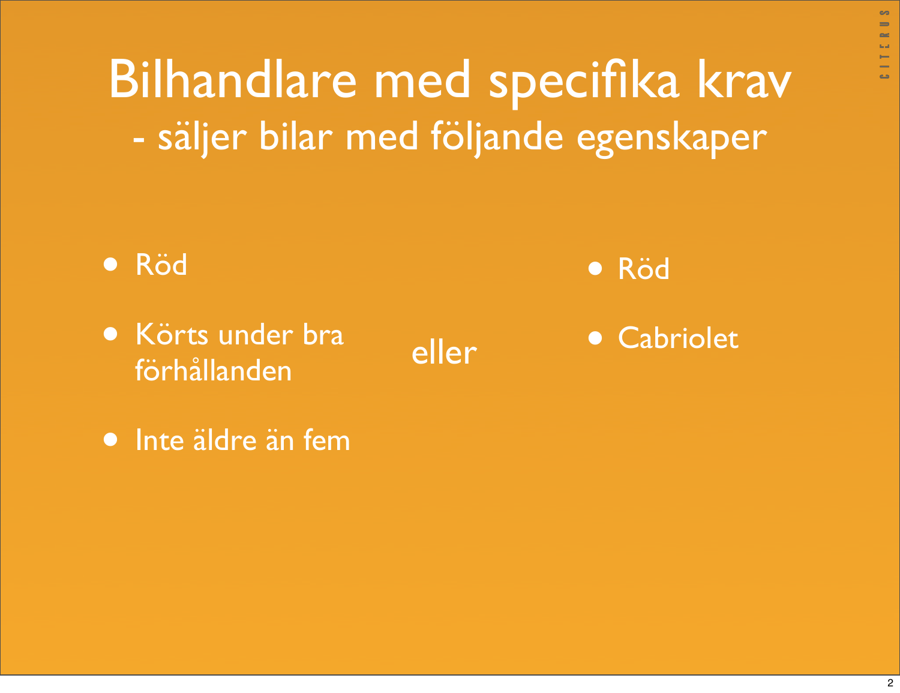# Bilhandlare med specifika krav

## - säljer bilar med följande egenskaper

- Röd
- Körts under bra förhållanden
- Inte äldre än fem

eller

- Röd
- Cabriolet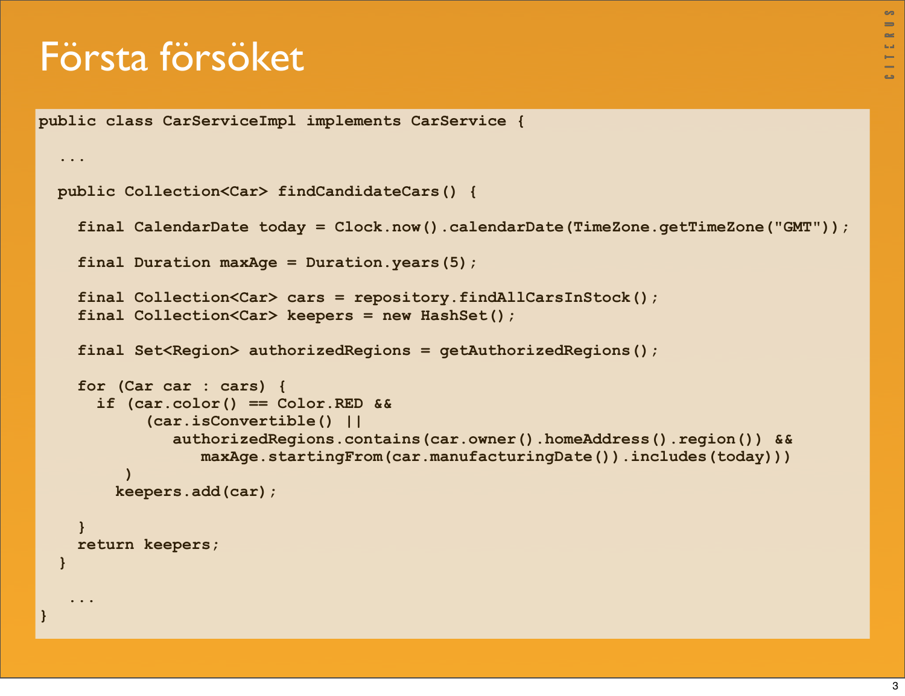# Första försöket

```
public class CarServiceImpl implements CarService {

  ...

  public Collection<Car> findCandidateCars() {

    final CalendarDate today = Clock.now().calendarDate(TimeZone.getTimeZone("GMT"));

    final Duration maxAge = Duration.years(5);

    final Collection<Car> cars = repository.findAllCarsInStock();
    final Collection<Car> keepers = new HashSet();

    final Set<Region> authorizedRegions = getAuthorizedRegions();

    for (Car car : cars) {
      if (car.color() == Color.RED &&
           (car.isConvertible() ||
              authorizedRegions.contains(car.owner().homeAddress().region()) &&
                 maxAge.startingFrom(car.manufacturingDate()).includes(today)))
         )
        keepers.add(car);

    }
    return keepers;
  }

   ...
}
```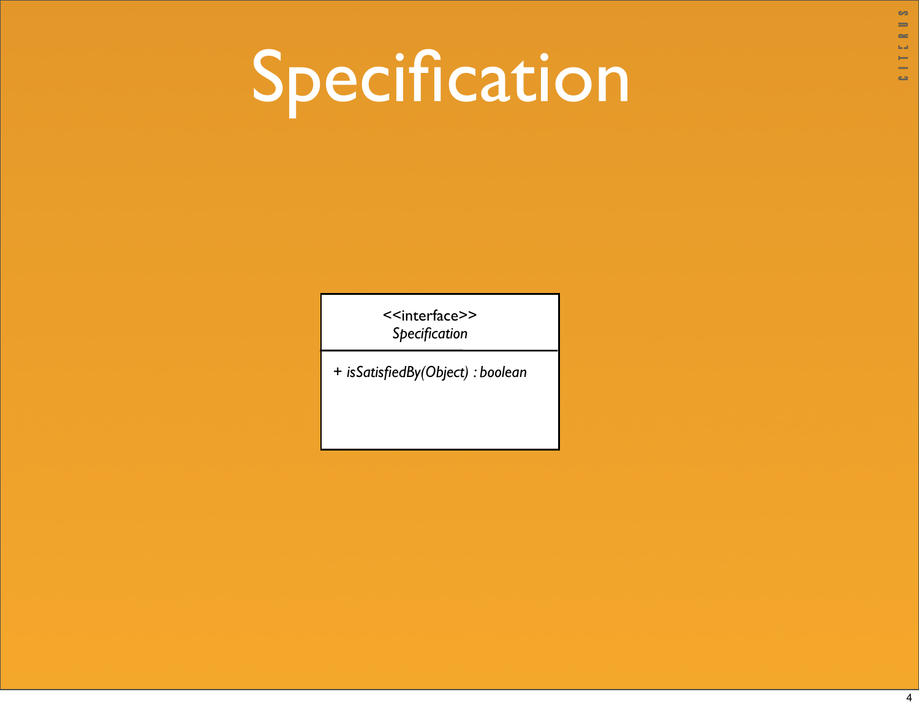# Specification

<<interface>>
*Specification*

+ *isSatisfiedBy(Object) : boolean*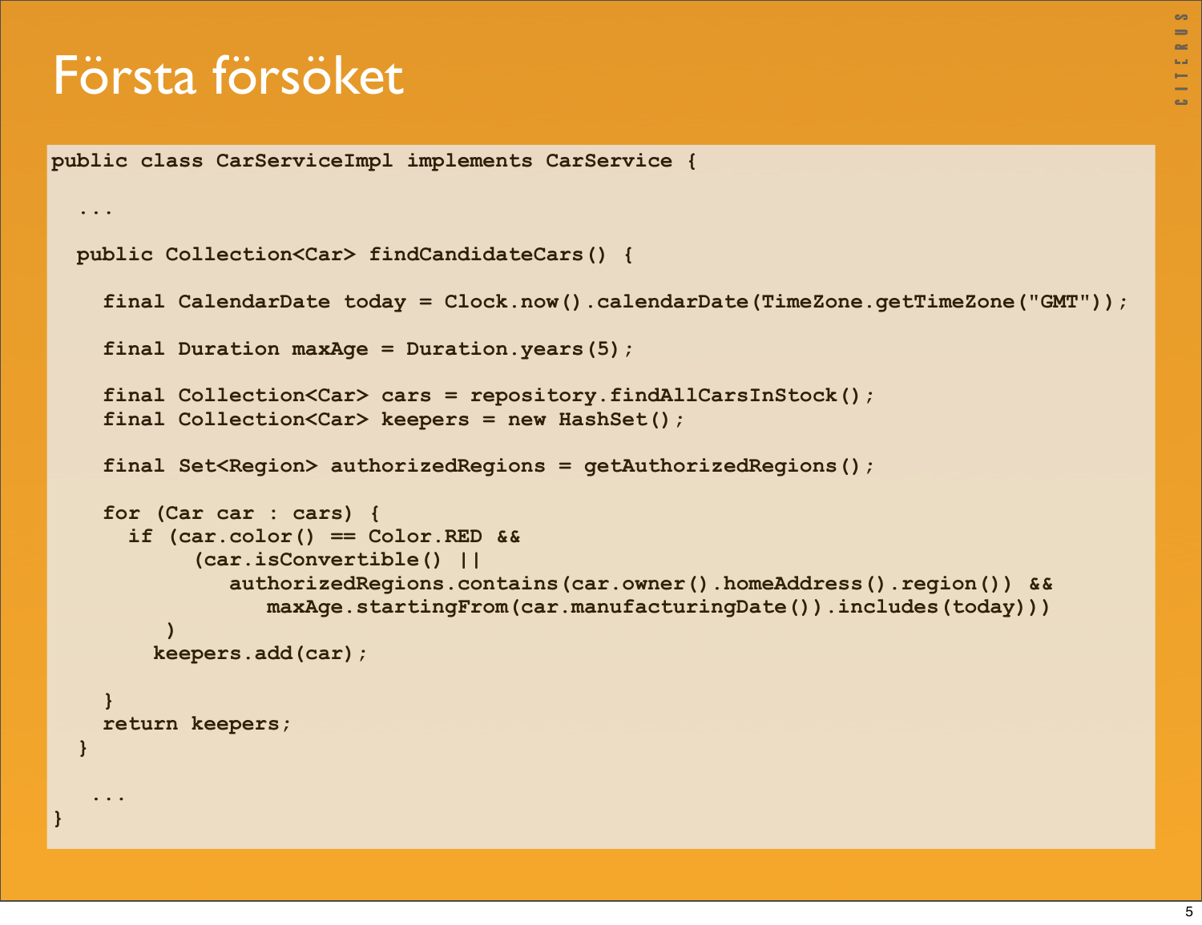# Första försöket

```
public class CarServiceImpl implements CarService {

  ...

  public Collection<Car> findCandidateCars() {

    final CalendarDate today = Clock.now().calendarDate(TimeZone.getTimeZone("GMT"));

    final Duration maxAge = Duration.years(5);

    final Collection<Car> cars = repository.findAllCarsInStock();
    final Collection<Car> keepers = new HashSet();

    final Set<Region> authorizedRegions = getAuthorizedRegions();

    for (Car car : cars) {
      if (car.color() == Color.RED &&
           (car.isConvertible() ||
              authorizedRegions.contains(car.owner().homeAddress().region()) &&
                 maxAge.startingFrom(car.manufacturingDate()).includes(today)))
         )
        keepers.add(car);

    }
    return keepers;
  }

   ...
}
```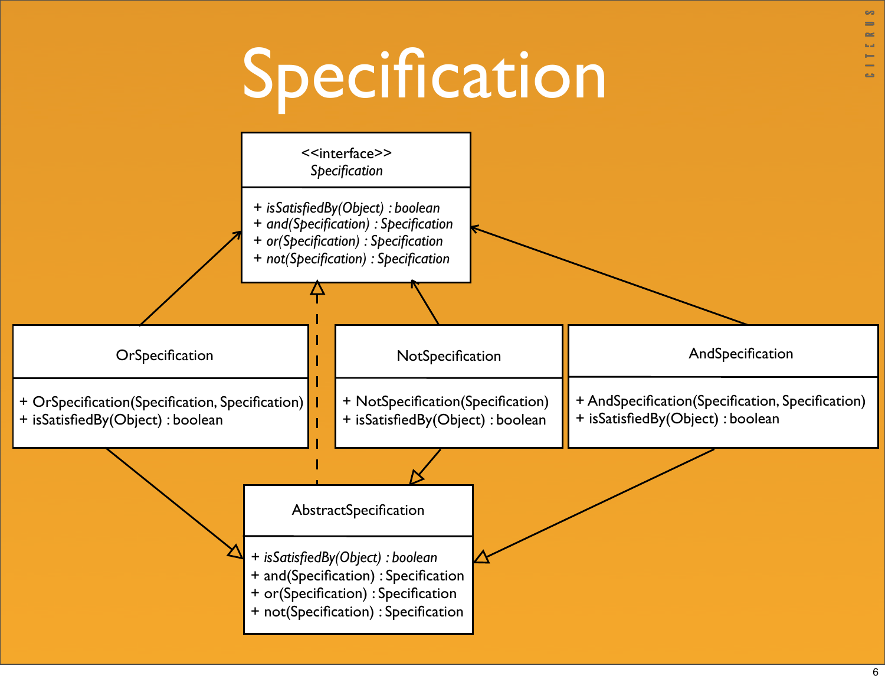# Specification

<<interface>>
*Specification*

- *+ isSatisfiedBy(Object) : boolean*
- *+ and(Specification) : Specification*
- *+ or(Specification) : Specification*
- *+ not(Specification) : Specification*

OrSpecification

- + OrSpecification(Specification, Specification)
- + isSatisfiedBy(Object) : boolean

NotSpecification

- + NotSpecification(Specification)
- + isSatisfiedBy(Object) : boolean

AndSpecification

- + AndSpecification(Specification, Specification)
- + isSatisfiedBy(Object) : boolean

AbstractSpecification

- *+ isSatisfiedBy(Object) : boolean*
- + and(Specification) : Specification
- + or(Specification) : Specification
- + not(Specification) : Specification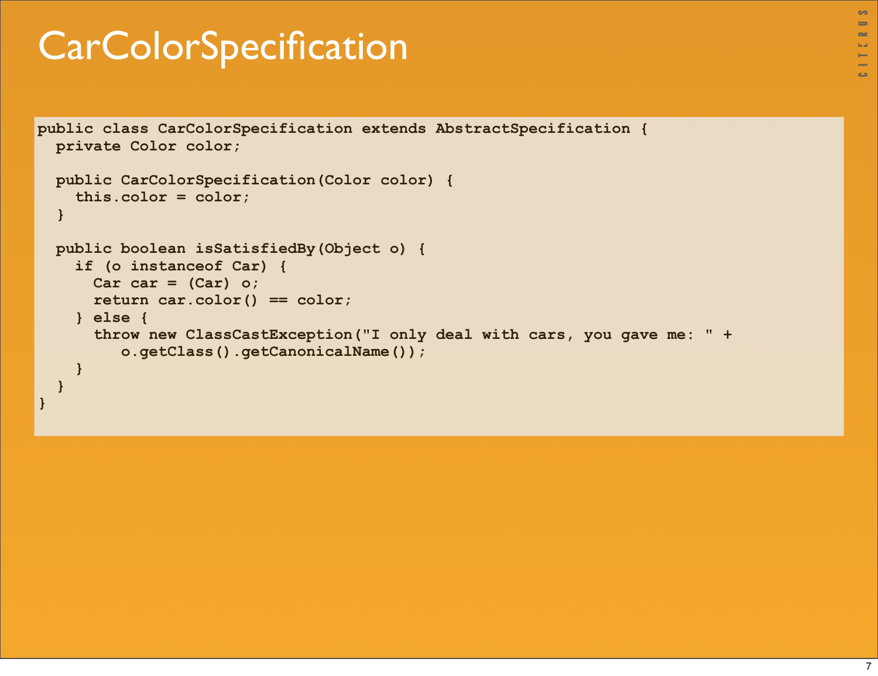# CarColorSpecification

```
public class CarColorSpecification extends AbstractSpecification {
  private Color color;

  public CarColorSpecification(Color color) {
    this.color = color;
  }

  public boolean isSatisfiedBy(Object o) {
    if (o instanceof Car) {
      Car car = (Car) o;
      return car.color() == color;
    } else {
      throw new ClassCastException("I only deal with cars, you gave me: " +
         o.getClass().getCanonicalName());
    }
  }
}
```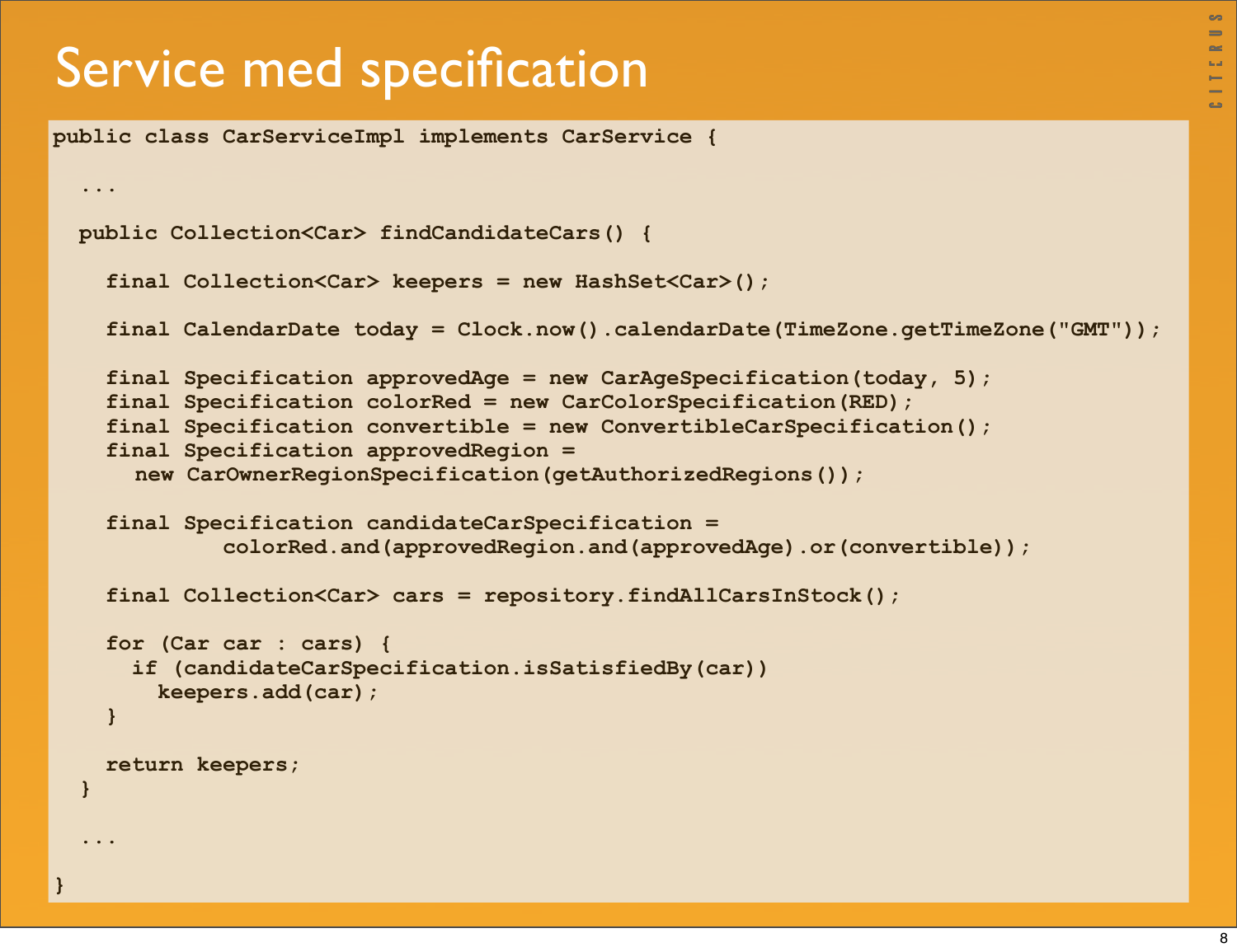# Service med specification

```java
public class CarServiceImpl implements CarService {

  ...

  public Collection<Car> findCandidateCars() {

    final Collection<Car> keepers = new HashSet<Car>();

    final CalendarDate today = Clock.now().calendarDate(TimeZone.getTimeZone("GMT"));

    final Specification approvedAge = new CarAgeSpecification(today, 5);
    final Specification colorRed = new CarColorSpecification(RED);
    final Specification convertible = new ConvertibleCarSpecification();
    final Specification approvedRegion =
      new CarOwnerRegionSpecification(getAuthorizedRegions());

    final Specification candidateCarSpecification =
            colorRed.and(approvedRegion.and(approvedAge).or(convertible));

    final Collection<Car> cars = repository.findAllCarsInStock();

    for (Car car : cars) {
      if (candidateCarSpecification.isSatisfiedBy(car))
        keepers.add(car);
    }

    return keepers;
  }

  ...

}
```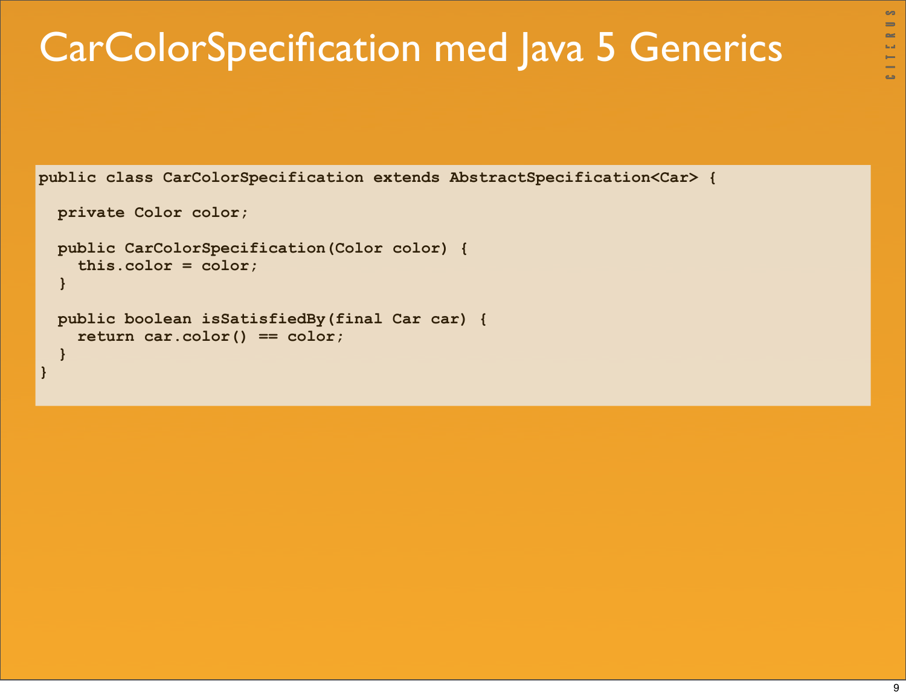# CarColorSpecification med Java 5 Generics

```
public class CarColorSpecification extends AbstractSpecification<Car> {

  private Color color;

  public CarColorSpecification(Color color) {
    this.color = color;
  }

  public boolean isSatisfiedBy(final Car car) {
    return car.color() == color;
  }
}
```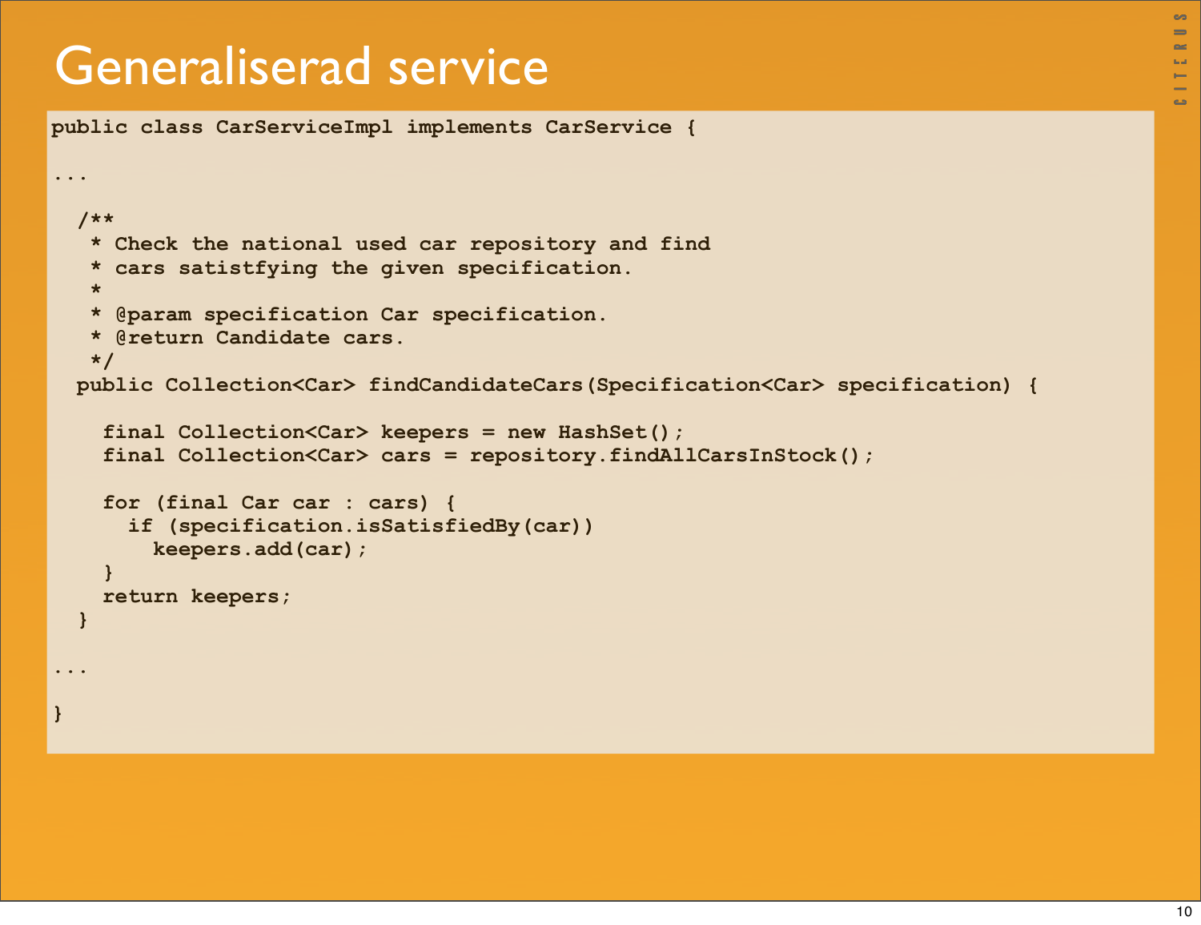# Generaliserad service

```
public class CarServiceImpl implements CarService {

...

  /**
   * Check the national used car repository and find
   * cars satistfying the given specification.
   *
   * @param specification Car specification.
   * @return Candidate cars.
   */
  public Collection<Car> findCandidateCars(Specification<Car> specification) {

    final Collection<Car> keepers = new HashSet();
    final Collection<Car> cars = repository.findAllCarsInStock();

    for (final Car car : cars) {
      if (specification.isSatisfiedBy(car))
        keepers.add(car);
    }
    return keepers;
  }

...

}
```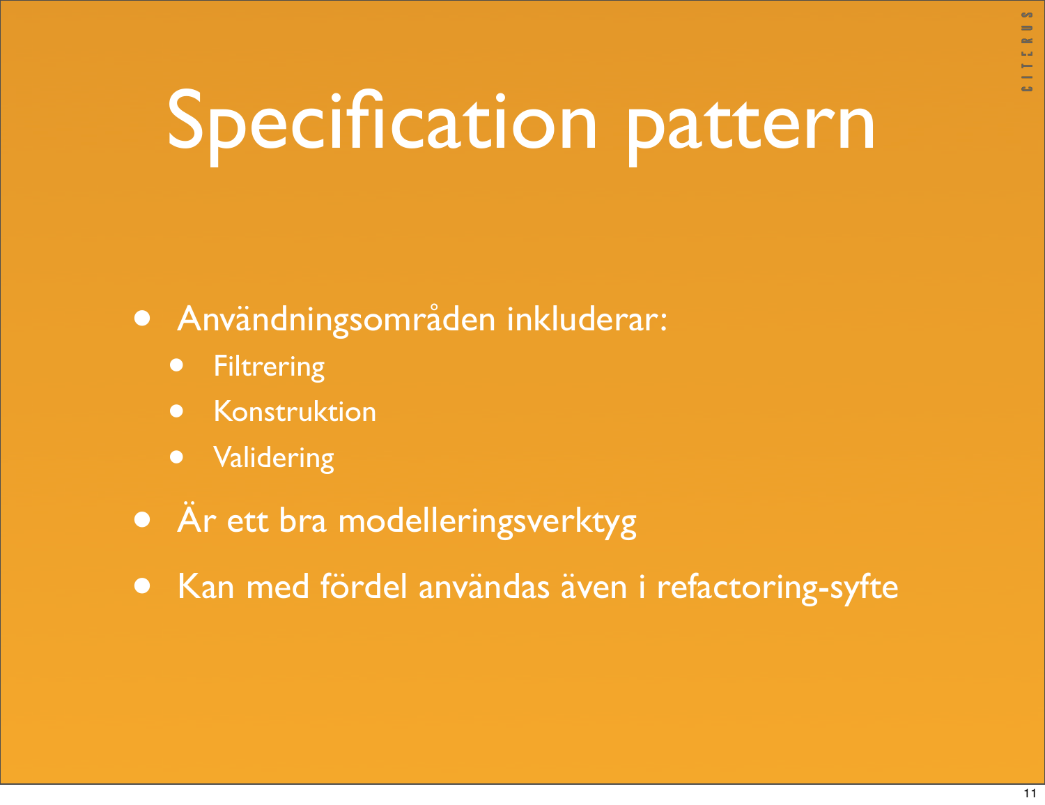# Specification pattern

- Användningsområden inkluderar:
  - Filtrering
  - Konstruktion
  - Validering
- Är ett bra modelleringsverktyg
- Kan med fördel användas även i refactoring-syfte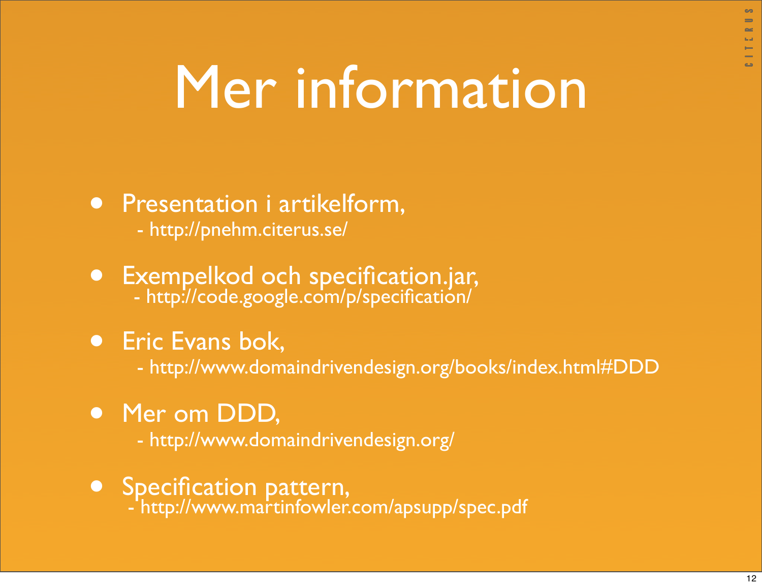# Mer information

- Presentation i artikelform,
  - http://pnehm.citerus.se/
- Exempelkod och specification.jar,
  - http://code.google.com/p/specification/
- Eric Evans bok,
  - http://www.domaindrivendesign.org/books/index.html#DDD
- Mer om DDD,
  - http://www.domaindrivendesign.org/
- Specification pattern,
  - http://www.martinfowler.com/apsupp/spec.pdf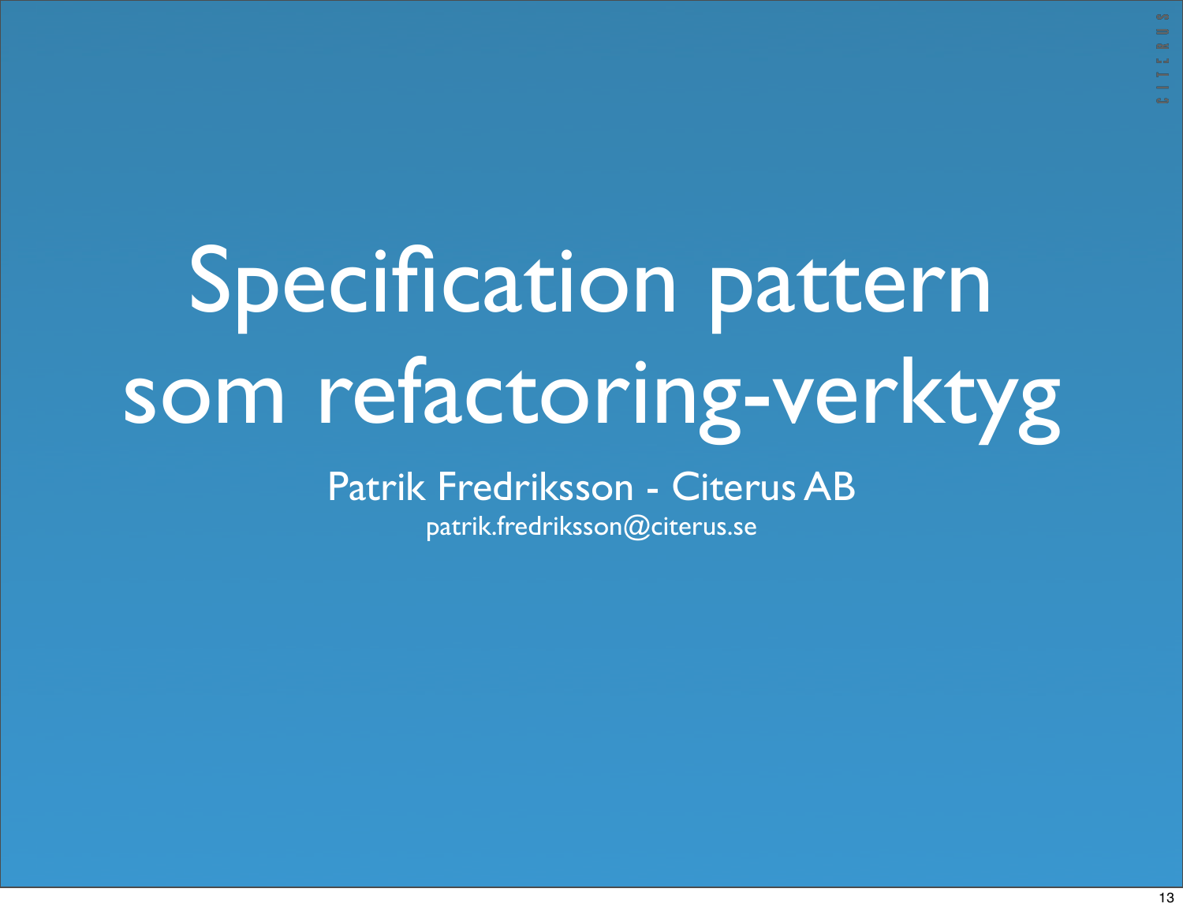# Specification pattern som refactoring-verktyg

Patrik Fredriksson - Citerus AB

patrik.fredriksson@citerus.se